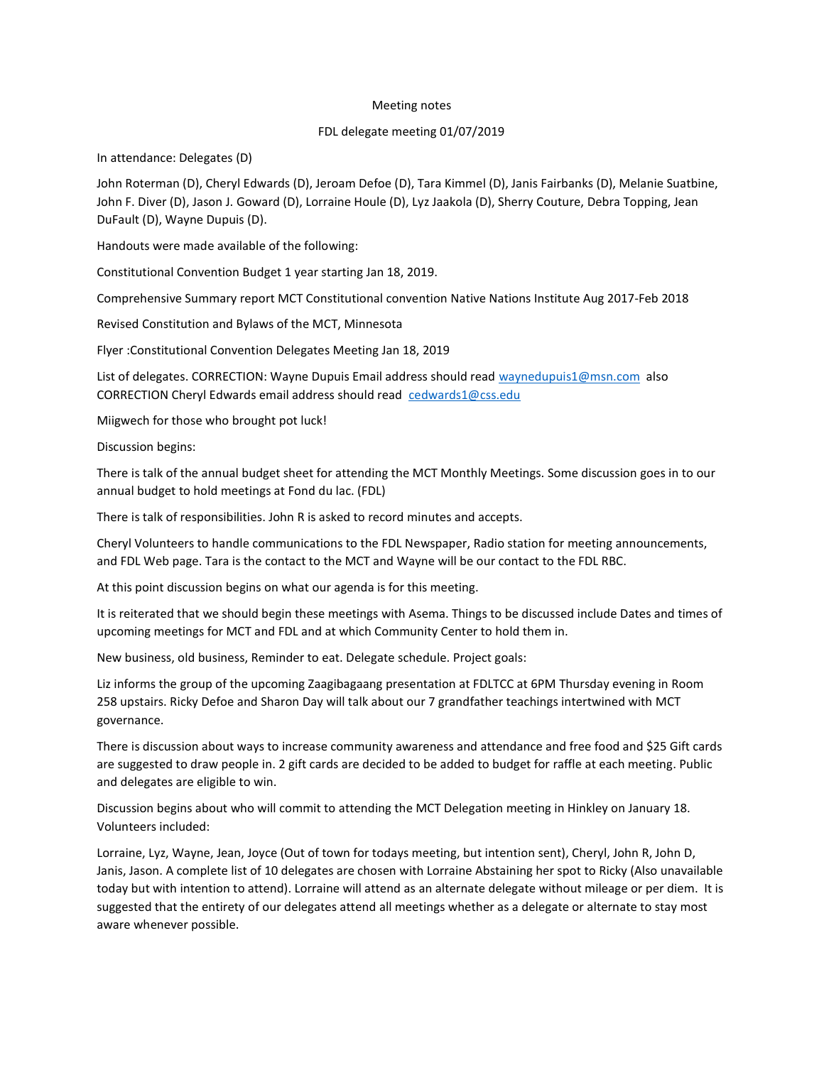Meeting notes

FDL delegate meeting 01/07/2019

In attendance: Delegates (D)

John Roterman (D), Cheryl Edwards (D), Jeroam Defoe (D), Tara Kimmel (D), Janis Fairbanks (D), Melanie Suatbine, John F. Diver (D), Jason J. Goward (D), Lorraine Houle (D), Lyz Jaakola (D), Sherry Couture, Debra Topping, Jean DuFault (D), Wayne Dupuis (D).

Handouts were made available of the following:

Constitutional Convention Budget 1 year starting Jan 18, 2019.

Comprehensive Summary report MCT Constitutional convention Native Nations Institute Aug 2017-Feb 2018

Revised Constitution and Bylaws of the MCT, Minnesota

Flyer :Constitutional Convention Delegates Meeting Jan 18, 2019

List of delegates. CORRECTION: Wayne Dupuis Email address should read waynedupuis1@msn.com also CORRECTION Cheryl Edwards email address should read cedwards1@css.edu

Miigwech for those who brought pot luck!

Discussion begins:

There is talk of the annual budget sheet for attending the MCT Monthly Meetings. Some discussion goes in to our annual budget to hold meetings at Fond du lac. (FDL)

There is talk of responsibilities. John R is asked to record minutes and accepts.

Cheryl Volunteers to handle communications to the FDL Newspaper, Radio station for meeting announcements, and FDL Web page. Tara is the contact to the MCT and Wayne will be our contact to the FDL RBC.

At this point discussion begins on what our agenda is for this meeting.

It is reiterated that we should begin these meetings with Asema. Things to be discussed include Dates and times of upcoming meetings for MCT and FDL and at which Community Center to hold them in.

New business, old business, Reminder to eat. Delegate schedule. Project goals:

Liz informs the group of the upcoming Zaagibagaang presentation at FDLTCC at 6PM Thursday evening in Room 258 upstairs. Ricky Defoe and Sharon Day will talk about our 7 grandfather teachings intertwined with MCT governance.

There is discussion about ways to increase community awareness and attendance and free food and $25 Gift cards are suggested to draw people in. 2 gift cards are decided to be added to budget for raffle at each meeting. Public and delegates are eligible to win.

Discussion begins about who will commit to attending the MCT Delegation meeting in Hinkley on January 18. Volunteers included:

Lorraine, Lyz, Wayne, Jean, Joyce (Out of town for todays meeting, but intention sent), Cheryl, John R, John D, Janis, Jason. A complete list of 10 delegates are chosen with Lorraine Abstaining her spot to Ricky (Also unavailable today but with intention to attend). Lorraine will attend as an alternate delegate without mileage or per diem. It is suggested that the entirety of our delegates attend all meetings whether as a delegate or alternate to stay most aware whenever possible.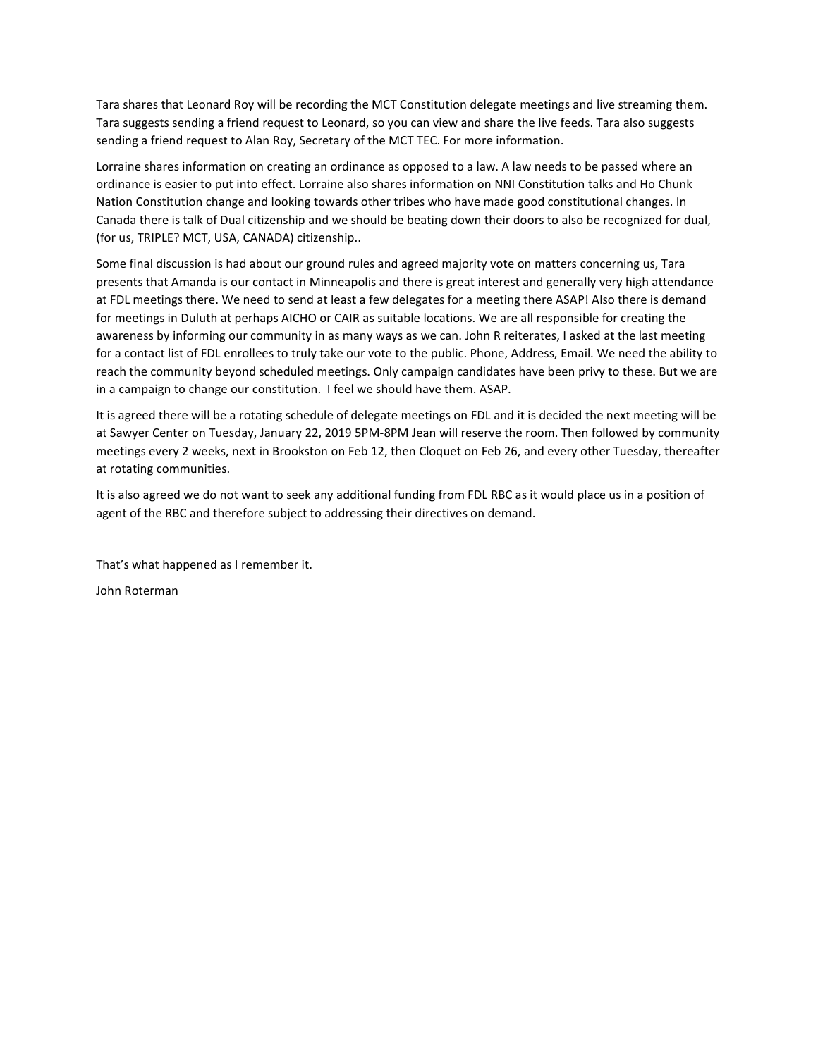Tara shares that Leonard Roy will be recording the MCT Constitution delegate meetings and live streaming them. Tara suggests sending a friend request to Leonard, so you can view and share the live feeds. Tara also suggests sending a friend request to Alan Roy, Secretary of the MCT TEC. For more information.

Lorraine shares information on creating an ordinance as opposed to a law. A law needs to be passed where an ordinance is easier to put into effect. Lorraine also shares information on NNI Constitution talks and Ho Chunk Nation Constitution change and looking towards other tribes who have made good constitutional changes. In Canada there is talk of Dual citizenship and we should be beating down their doors to also be recognized for dual, (for us, TRIPLE? MCT, USA, CANADA) citizenship..

Some final discussion is had about our ground rules and agreed majority vote on matters concerning us, Tara presents that Amanda is our contact in Minneapolis and there is great interest and generally very high attendance at FDL meetings there. We need to send at least a few delegates for a meeting there ASAP! Also there is demand for meetings in Duluth at perhaps AICHO or CAIR as suitable locations. We are all responsible for creating the awareness by informing our community in as many ways as we can. John R reiterates, I asked at the last meeting for a contact list of FDL enrollees to truly take our vote to the public. Phone, Address, Email. We need the ability to reach the community beyond scheduled meetings. Only campaign candidates have been privy to these. But we are in a campaign to change our constitution. I feel we should have them. ASAP.

It is agreed there will be a rotating schedule of delegate meetings on FDL and it is decided the next meeting will be at Sawyer Center on Tuesday, January 22, 2019 5PM-8PM Jean will reserve the room. Then followed by community meetings every 2 weeks, next in Brookston on Feb 12, then Cloquet on Feb 26, and every other Tuesday, thereafter at rotating communities.

It is also agreed we do not want to seek any additional funding from FDL RBC as it would place us in a position of agent of the RBC and therefore subject to addressing their directives on demand.

That's what happened as I remember it.

John Roterman